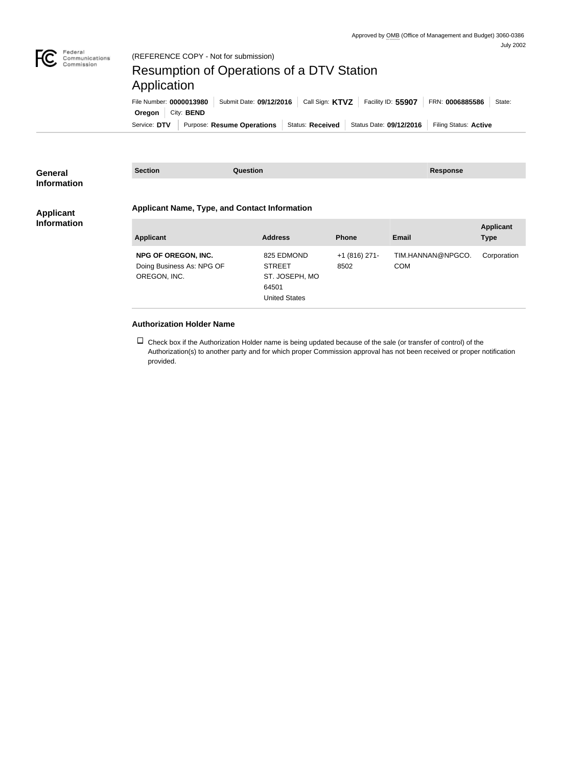Approved by OMB (Office of Management and Budget) 3060-0386
July 2002

Federal Communications Commission

(REFERENCE COPY - Not for submission)

# Resumption of Operations of a DTV Station Application

File Number: **0000013980** | Submit Date: **09/12/2016** | Call Sign: **KTVZ** | Facility ID: **55907** | FRN: **0006885586** | State: **Oregon** | City: **BEND**

Service: **DTV** | Purpose: **Resume Operations** | Status: **Received** | Status Date: **09/12/2016** | Filing Status: **Active**

## General Information

| Section | Question | Response |
|---|---|---|

## Applicant Information

### Applicant Name, Type, and Contact Information

| Applicant | Address | Phone | Email | Applicant Type |
|---|---|---|---|---|
| **NPG OF OREGON, INC.** Doing Business As: NPG OF OREGON, INC. | 825 EDMOND STREET ST. JOSEPH, MO 64501 United States | +1 (816) 271-8502 | TIM.HANNAN@NPGCO.COM | Corporation |

### Authorization Holder Name

☐ Check box if the Authorization Holder name is being updated because of the sale (or transfer of control) of the Authorization(s) to another party and for which proper Commission approval has not been received or proper notification provided.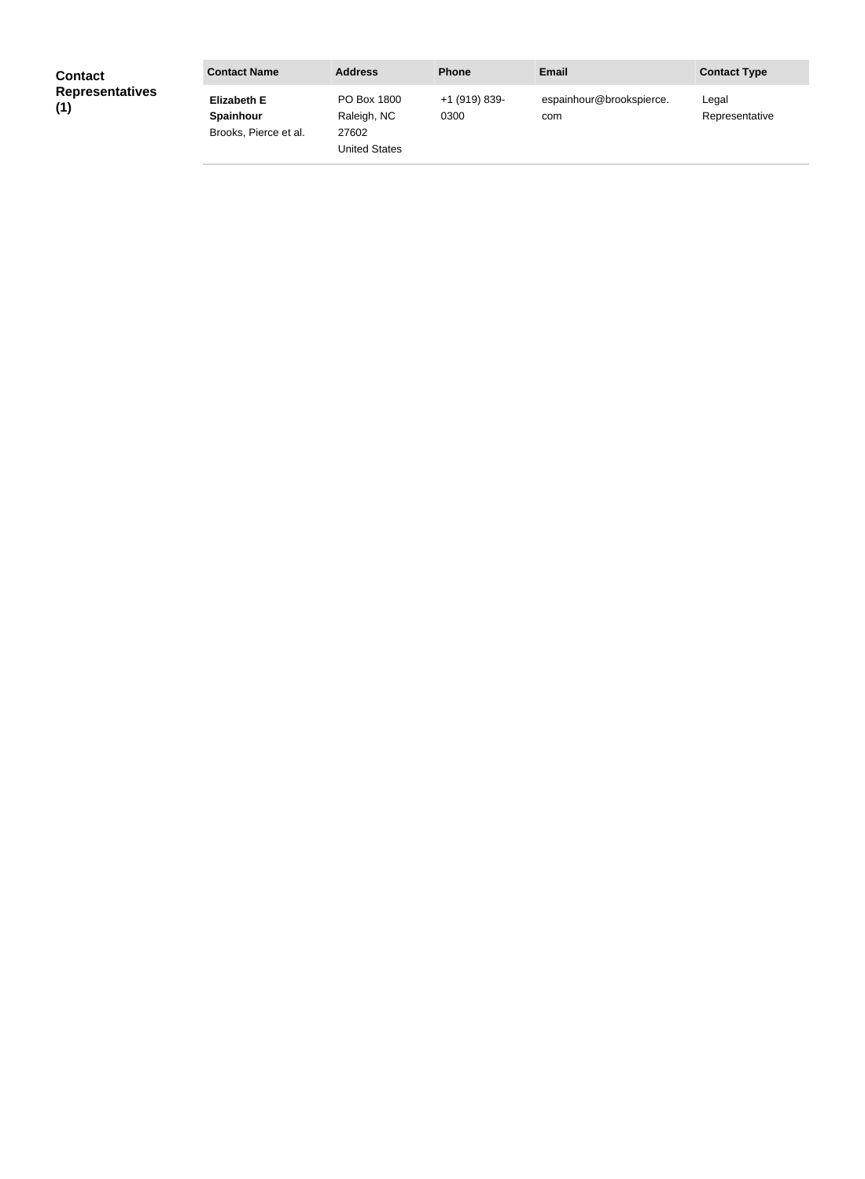**Contact Representatives (1)**

| Contact Name | Address | Phone | Email | Contact Type |
| --- | --- | --- | --- | --- |
| **Elizabeth E Spainhour** Brooks, Pierce et al. | PO Box 1800 Raleigh, NC 27602 United States | +1 (919) 839-0300 | espainhour@brookspierce.com | Legal Representative |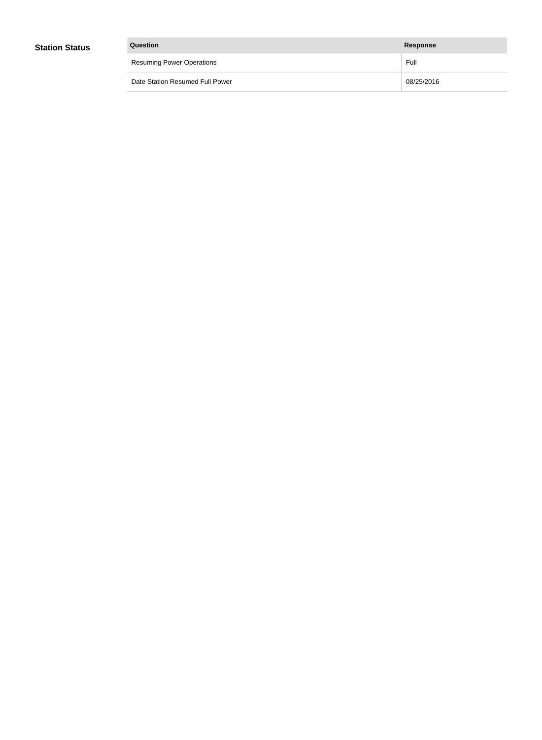## Station Status

| Question | Response |
|---|---|
| Resuming Power Operations | Full |
| Date Station Resumed Full Power | 08/25/2016 |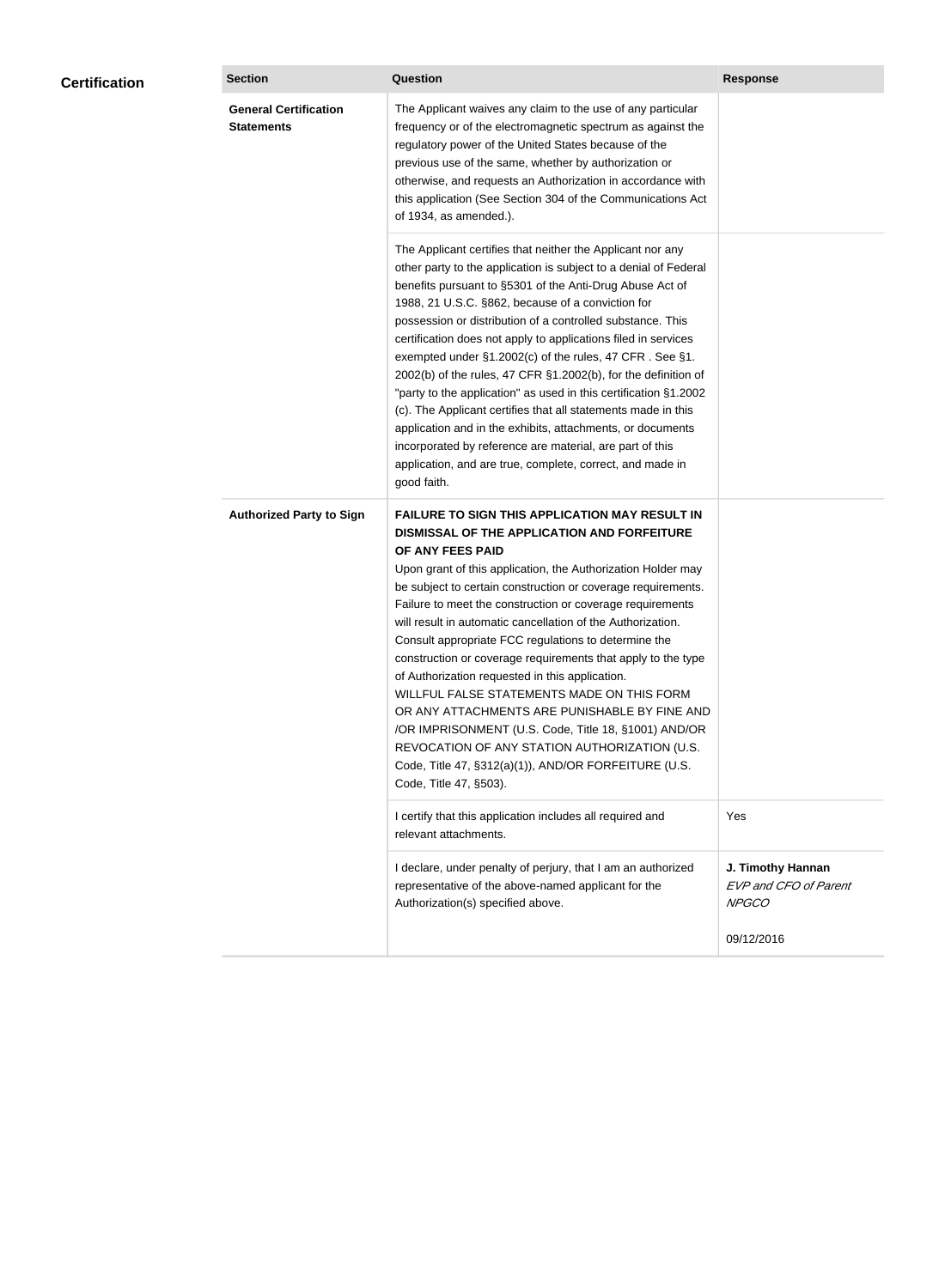## Certification

| Section | Question | Response |
|---|---|---|
| **General Certification Statements** | The Applicant waives any claim to the use of any particular frequency or of the electromagnetic spectrum as against the regulatory power of the United States because of the previous use of the same, whether by authorization or otherwise, and requests an Authorization in accordance with this application (See Section 304 of the Communications Act of 1934, as amended.). | |
| | The Applicant certifies that neither the Applicant nor any other party to the application is subject to a denial of Federal benefits pursuant to §5301 of the Anti-Drug Abuse Act of 1988, 21 U.S.C. §862, because of a conviction for possession or distribution of a controlled substance. This certification does not apply to applications filed in services exempted under §1.2002(c) of the rules, 47 CFR . See §1. 2002(b) of the rules, 47 CFR §1.2002(b), for the definition of "party to the application" as used in this certification §1.2002 (c). The Applicant certifies that all statements made in this application and in the exhibits, attachments, or documents incorporated by reference are material, are part of this application, and are true, complete, correct, and made in good faith. | |
| **Authorized Party to Sign** | **FAILURE TO SIGN THIS APPLICATION MAY RESULT IN DISMISSAL OF THE APPLICATION AND FORFEITURE OF ANY FEES PAID** Upon grant of this application, the Authorization Holder may be subject to certain construction or coverage requirements. Failure to meet the construction or coverage requirements will result in automatic cancellation of the Authorization. Consult appropriate FCC regulations to determine the construction or coverage requirements that apply to the type of Authorization requested in this application. WILLFUL FALSE STATEMENTS MADE ON THIS FORM OR ANY ATTACHMENTS ARE PUNISHABLE BY FINE AND /OR IMPRISONMENT (U.S. Code, Title 18, §1001) AND/OR REVOCATION OF ANY STATION AUTHORIZATION (U.S. Code, Title 47, §312(a)(1)), AND/OR FORFEITURE (U.S. Code, Title 47, §503). | |
| | I certify that this application includes all required and relevant attachments. | Yes |
| | I declare, under penalty of perjury, that I am an authorized representative of the above-named applicant for the Authorization(s) specified above. | **J. Timothy Hannan** *EVP and CFO of Parent NPGCO* 09/12/2016 |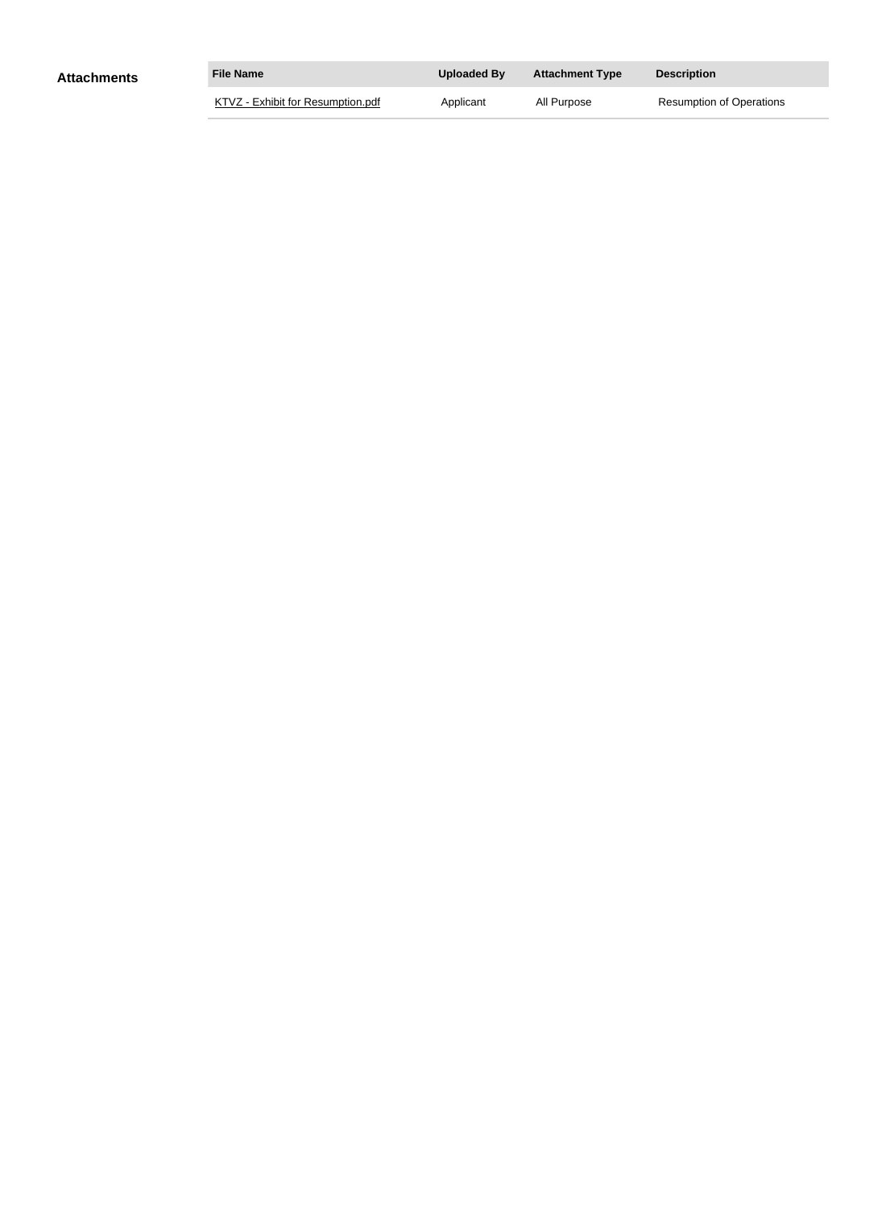**Attachments**

| File Name | Uploaded By | Attachment Type | Description |
|---|---|---|---|
| KTVZ - Exhibit for Resumption.pdf | Applicant | All Purpose | Resumption of Operations |